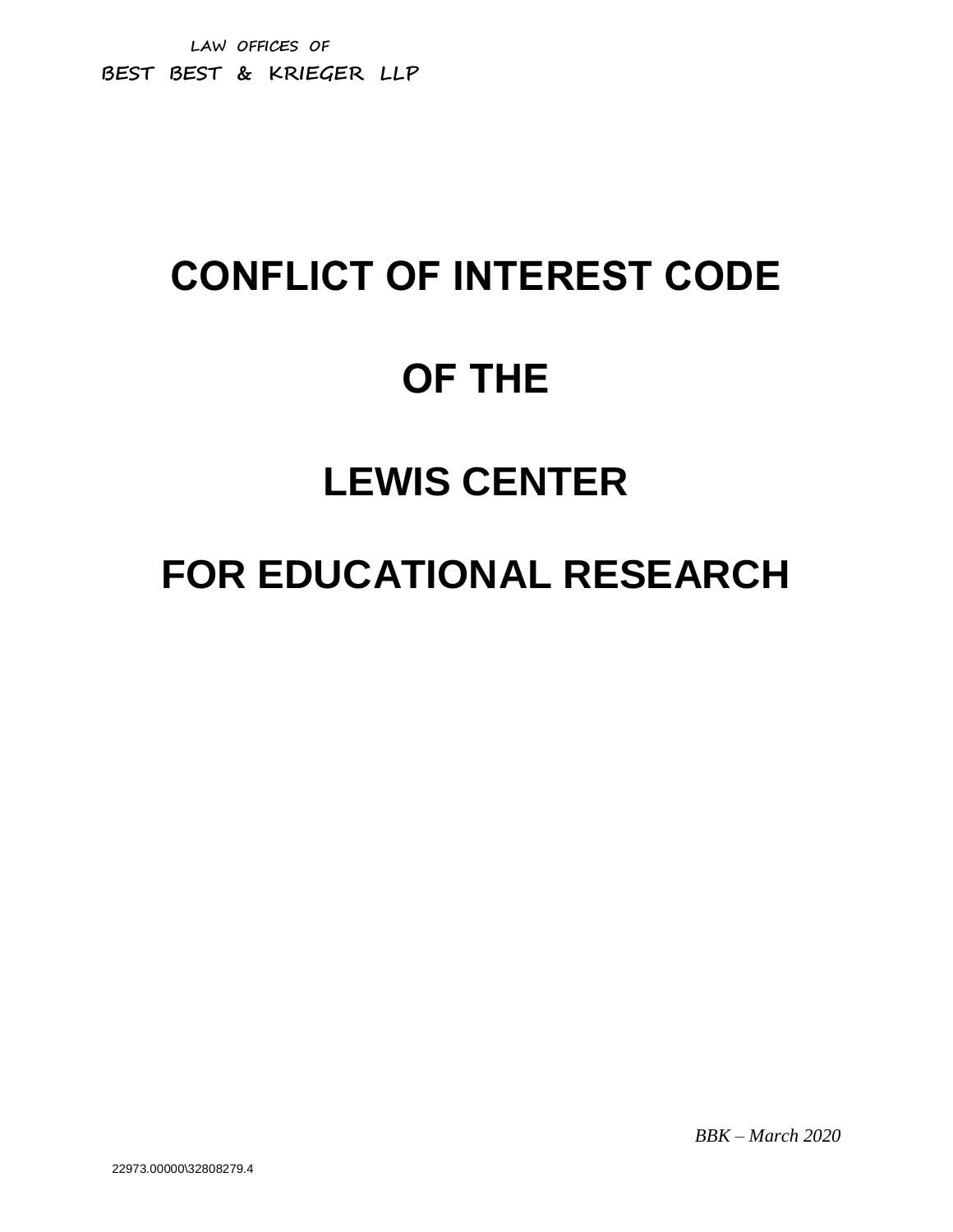LAW OFFICES OF
BEST BEST & KRIEGER LLP

# CONFLICT OF INTEREST CODE

# OF THE

# LEWIS CENTER

# FOR EDUCATIONAL RESEARCH

*BBK – March 2020*

22973.00000\32808279.4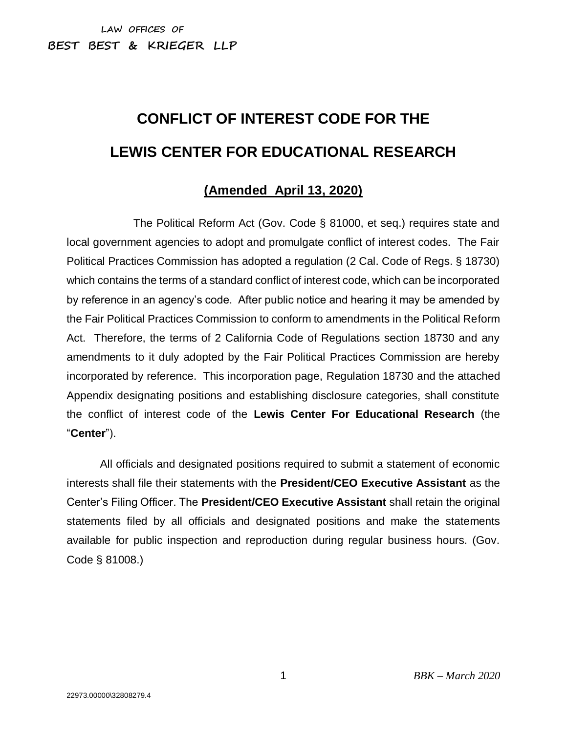LAW OFFICES OF

BEST BEST & KRIEGER LLP

# CONFLICT OF INTEREST CODE FOR THE LEWIS CENTER FOR EDUCATIONAL RESEARCH

## (Amended April 13, 2020)

The Political Reform Act (Gov. Code § 81000, et seq.) requires state and local government agencies to adopt and promulgate conflict of interest codes. The Fair Political Practices Commission has adopted a regulation (2 Cal. Code of Regs. § 18730) which contains the terms of a standard conflict of interest code, which can be incorporated by reference in an agency's code. After public notice and hearing it may be amended by the Fair Political Practices Commission to conform to amendments in the Political Reform Act. Therefore, the terms of 2 California Code of Regulations section 18730 and any amendments to it duly adopted by the Fair Political Practices Commission are hereby incorporated by reference. This incorporation page, Regulation 18730 and the attached Appendix designating positions and establishing disclosure categories, shall constitute the conflict of interest code of the **Lewis Center For Educational Research** (the "**Center**").

All officials and designated positions required to submit a statement of economic interests shall file their statements with the **President/CEO Executive Assistant** as the Center's Filing Officer. The **President/CEO Executive Assistant** shall retain the original statements filed by all officials and designated positions and make the statements available for public inspection and reproduction during regular business hours. (Gov. Code § 81008.)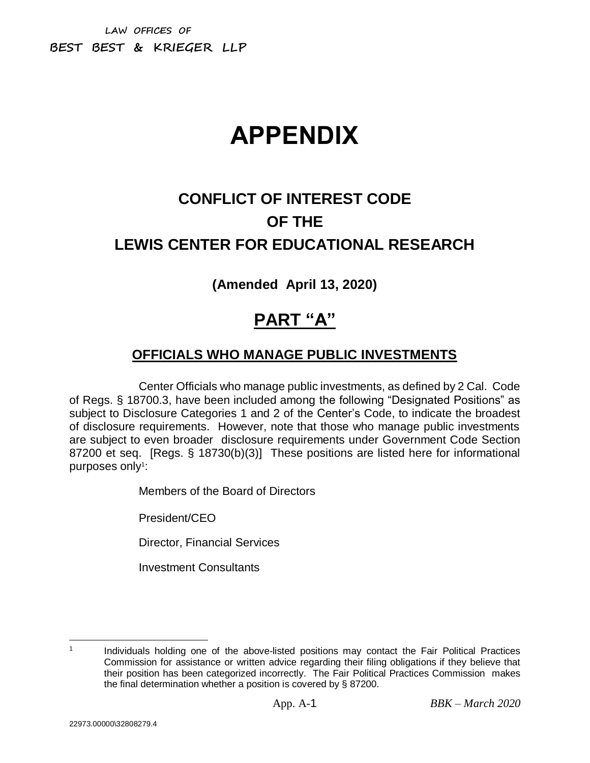LAW OFFICES OF
BEST BEST & KRIEGER LLP

# APPENDIX

## CONFLICT OF INTEREST CODE
## OF THE
## LEWIS CENTER FOR EDUCATIONAL RESEARCH

**(Amended April 13, 2020)**

## PART "A"

### OFFICIALS WHO MANAGE PUBLIC INVESTMENTS

Center Officials who manage public investments, as defined by 2 Cal. Code of Regs. § 18700.3, have been included among the following "Designated Positions" as subject to Disclosure Categories 1 and 2 of the Center's Code, to indicate the broadest of disclosure requirements. However, note that those who manage public investments are subject to even broader disclosure requirements under Government Code Section 87200 et seq. [Regs. § 18730(b)(3)] These positions are listed here for informational purposes only[1]:

Members of the Board of Directors

President/CEO

Director, Financial Services

Investment Consultants

[1] Individuals holding one of the above-listed positions may contact the Fair Political Practices Commission for assistance or written advice regarding their filing obligations if they believe that their position has been categorized incorrectly. The Fair Political Practices Commission makes the final determination whether a position is covered by § 87200.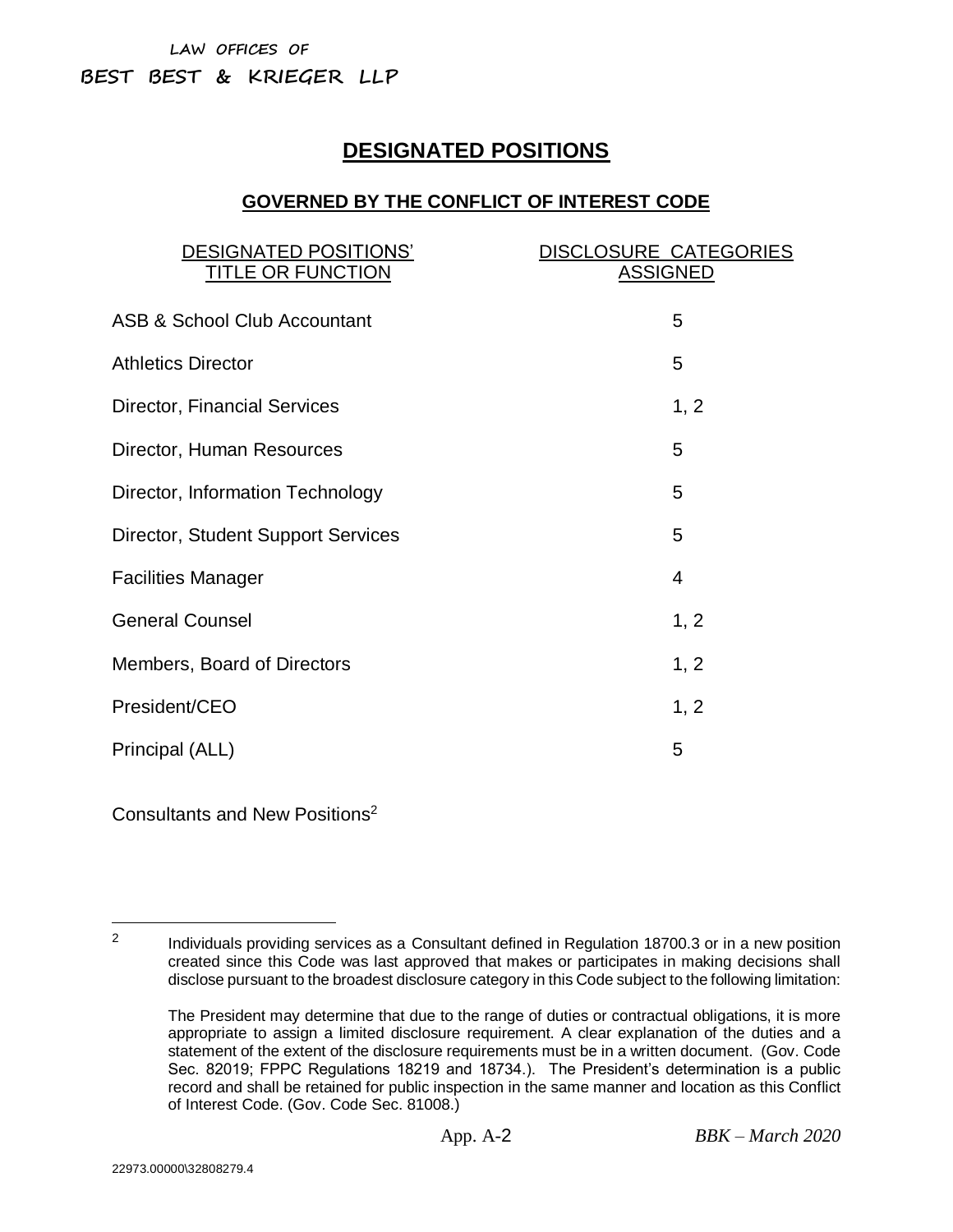LAW OFFICES OF

BEST BEST & KRIEGER LLP

# DESIGNATED POSITIONS

## GOVERNED BY THE CONFLICT OF INTEREST CODE

| DESIGNATED POSITIONS' TITLE OR FUNCTION | DISCLOSURE CATEGORIES ASSIGNED |
|---|---|
| ASB & School Club Accountant | 5 |
| Athletics Director | 5 |
| Director, Financial Services | 1, 2 |
| Director, Human Resources | 5 |
| Director, Information Technology | 5 |
| Director, Student Support Services | 5 |
| Facilities Manager | 4 |
| General Counsel | 1, 2 |
| Members, Board of Directors | 1, 2 |
| President/CEO | 1, 2 |
| Principal (ALL) | 5 |

Consultants and New Positions[2]

---

[2] Individuals providing services as a Consultant defined in Regulation 18700.3 or in a new position created since this Code was last approved that makes or participates in making decisions shall disclose pursuant to the broadest disclosure category in this Code subject to the following limitation:

The President may determine that due to the range of duties or contractual obligations, it is more appropriate to assign a limited disclosure requirement. A clear explanation of the duties and a statement of the extent of the disclosure requirements must be in a written document. (Gov. Code Sec. 82019; FPPC Regulations 18219 and 18734.). The President's determination is a public record and shall be retained for public inspection in the same manner and location as this Conflict of Interest Code. (Gov. Code Sec. 81008.)

App. A-2 *BBK – March 2020*

22973.00000\32808279.4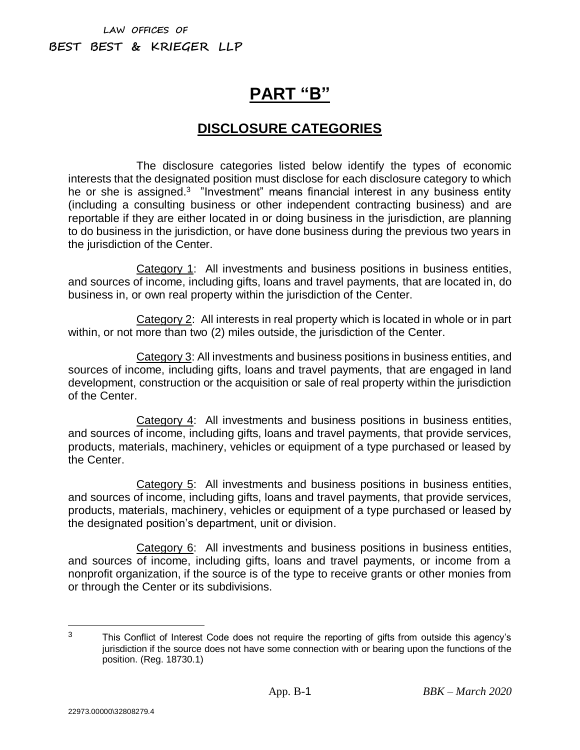# PART "B"

## DISCLOSURE CATEGORIES

The disclosure categories listed below identify the types of economic interests that the designated position must disclose for each disclosure category to which he or she is assigned.[3] "Investment" means financial interest in any business entity (including a consulting business or other independent contracting business) and are reportable if they are either located in or doing business in the jurisdiction, are planning to do business in the jurisdiction, or have done business during the previous two years in the jurisdiction of the Center.

Category 1: All investments and business positions in business entities, and sources of income, including gifts, loans and travel payments, that are located in, do business in, or own real property within the jurisdiction of the Center.

Category 2: All interests in real property which is located in whole or in part within, or not more than two (2) miles outside, the jurisdiction of the Center.

Category 3: All investments and business positions in business entities, and sources of income, including gifts, loans and travel payments, that are engaged in land development, construction or the acquisition or sale of real property within the jurisdiction of the Center.

Category 4: All investments and business positions in business entities, and sources of income, including gifts, loans and travel payments, that provide services, products, materials, machinery, vehicles or equipment of a type purchased or leased by the Center.

Category 5: All investments and business positions in business entities, and sources of income, including gifts, loans and travel payments, that provide services, products, materials, machinery, vehicles or equipment of a type purchased or leased by the designated position's department, unit or division.

Category 6: All investments and business positions in business entities, and sources of income, including gifts, loans and travel payments, or income from a nonprofit organization, if the source is of the type to receive grants or other monies from or through the Center or its subdivisions.

---

[3] This Conflict of Interest Code does not require the reporting of gifts from outside this agency's jurisdiction if the source does not have some connection with or bearing upon the functions of the position. (Reg. 18730.1)